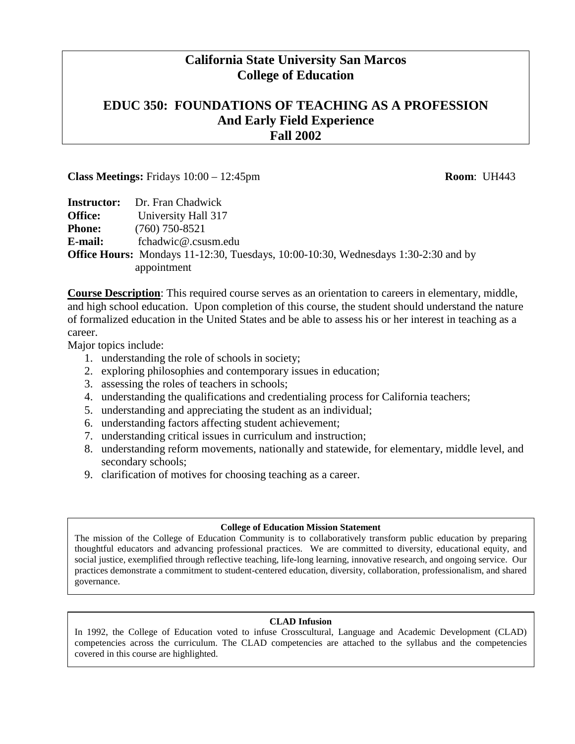# California State University San Marcos
# College of Education

## EDUC 350: FOUNDATIONS OF TEACHING AS A PROFESSION
## And Early Field Experience
## Fall 2002

**Class Meetings:** Fridays 10:00 – 12:45pm **Room**: UH443

**Instructor:** Dr. Fran Chadwick
**Office:** University Hall 317
**Phone:** (760) 750-8521
**E-mail:** fchadwic@.csusm.edu
**Office Hours:** Mondays 11-12:30, Tuesdays, 10:00-10:30, Wednesdays 1:30-2:30 and by appointment

**Course Description**: This required course serves as an orientation to careers in elementary, middle, and high school education. Upon completion of this course, the student should understand the nature of formalized education in the United States and be able to assess his or her interest in teaching as a career.

Major topics include:

1. understanding the role of schools in society;
2. exploring philosophies and contemporary issues in education;
3. assessing the roles of teachers in schools;
4. understanding the qualifications and credentialing process for California teachers;
5. understanding and appreciating the student as an individual;
6. understanding factors affecting student achievement;
7. understanding critical issues in curriculum and instruction;
8. understanding reform movements, nationally and statewide, for elementary, middle level, and secondary schools;
9. clarification of motives for choosing teaching as a career.

**College of Education Mission Statement**

The mission of the College of Education Community is to collaboratively transform public education by preparing thoughtful educators and advancing professional practices. We are committed to diversity, educational equity, and social justice, exemplified through reflective teaching, life-long learning, innovative research, and ongoing service. Our practices demonstrate a commitment to student-centered education, diversity, collaboration, professionalism, and shared governance.

**CLAD Infusion**

In 1992, the College of Education voted to infuse Crosscultural, Language and Academic Development (CLAD) competencies across the curriculum. The CLAD competencies are attached to the syllabus and the competencies covered in this course are highlighted.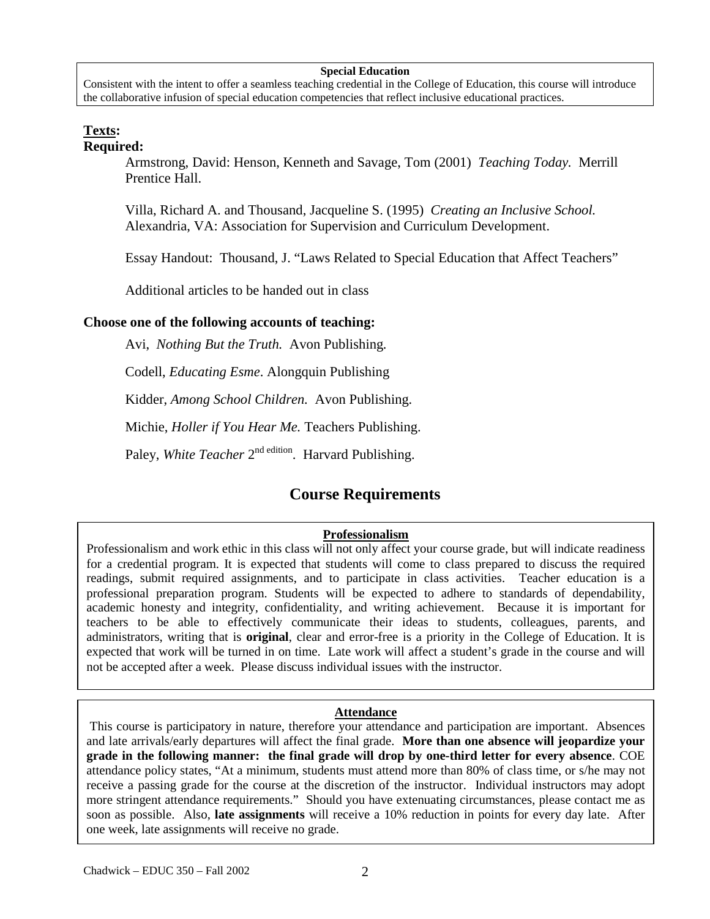**Special Education**

Consistent with the intent to offer a seamless teaching credential in the College of Education, this course will introduce the collaborative infusion of special education competencies that reflect inclusive educational practices.

## Texts:

### Required:

Armstrong, David: Henson, Kenneth and Savage, Tom (2001) *Teaching Today.* Merrill Prentice Hall.

Villa, Richard A. and Thousand, Jacqueline S. (1995) *Creating an Inclusive School.* Alexandria, VA: Association for Supervision and Curriculum Development.

Essay Handout: Thousand, J. "Laws Related to Special Education that Affect Teachers"

Additional articles to be handed out in class

### Choose one of the following accounts of teaching:

Avi, *Nothing But the Truth.* Avon Publishing.

Codell, *Educating Esme*. Alongquin Publishing

Kidder, *Among School Children.* Avon Publishing.

Michie, *Holler if You Hear Me.* Teachers Publishing.

Paley, *White Teacher* 2nd edition. Harvard Publishing.

## Course Requirements

**Professionalism**

Professionalism and work ethic in this class will not only affect your course grade, but will indicate readiness for a credential program. It is expected that students will come to class prepared to discuss the required readings, submit required assignments, and to participate in class activities. Teacher education is a professional preparation program. Students will be expected to adhere to standards of dependability, academic honesty and integrity, confidentiality, and writing achievement. Because it is important for teachers to be able to effectively communicate their ideas to students, colleagues, parents, and administrators, writing that is **original**, clear and error-free is a priority in the College of Education. It is expected that work will be turned in on time. Late work will affect a student's grade in the course and will not be accepted after a week. Please discuss individual issues with the instructor.

**Attendance**

This course is participatory in nature, therefore your attendance and participation are important. Absences and late arrivals/early departures will affect the final grade. **More than one absence will jeopardize your grade in the following manner: the final grade will drop by one-third letter for every absence**. COE attendance policy states, "At a minimum, students must attend more than 80% of class time, or s/he may not receive a passing grade for the course at the discretion of the instructor. Individual instructors may adopt more stringent attendance requirements." Should you have extenuating circumstances, please contact me as soon as possible. Also, **late assignments** will receive a 10% reduction in points for every day late. After one week, late assignments will receive no grade.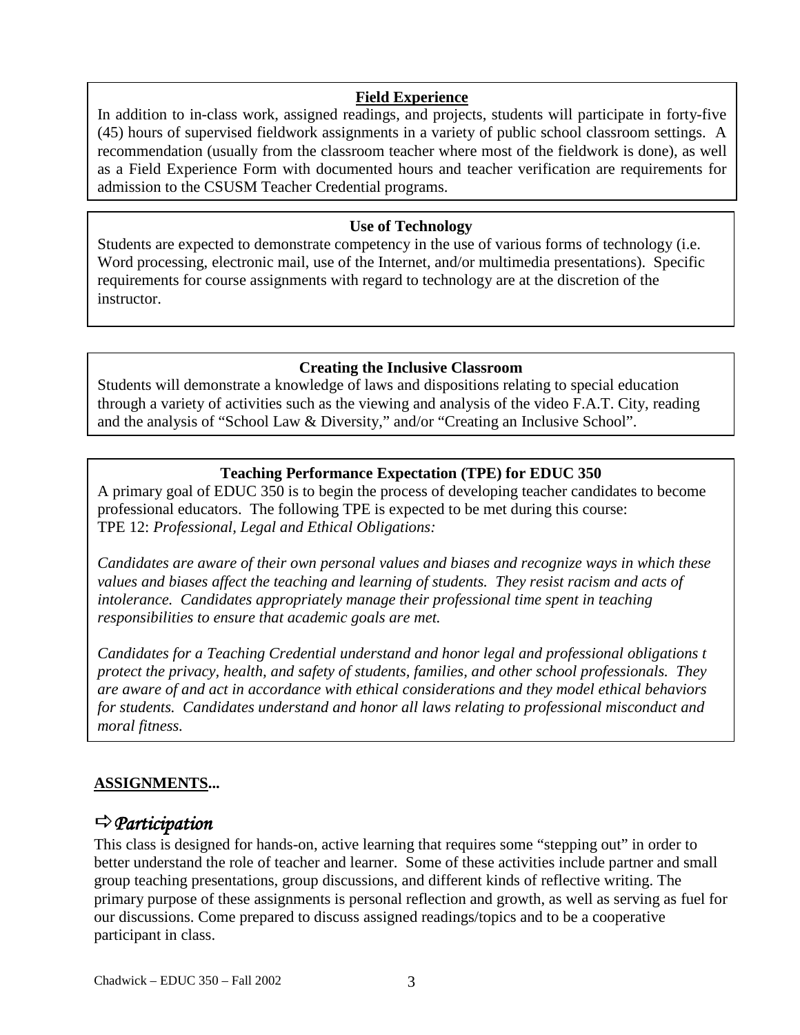**Field Experience**

In addition to in-class work, assigned readings, and projects, students will participate in forty-five (45) hours of supervised fieldwork assignments in a variety of public school classroom settings. A recommendation (usually from the classroom teacher where most of the fieldwork is done), as well as a Field Experience Form with documented hours and teacher verification are requirements for admission to the CSUSM Teacher Credential programs.

**Use of Technology**

Students are expected to demonstrate competency in the use of various forms of technology (i.e. Word processing, electronic mail, use of the Internet, and/or multimedia presentations). Specific requirements for course assignments with regard to technology are at the discretion of the instructor.

**Creating the Inclusive Classroom**

Students will demonstrate a knowledge of laws and dispositions relating to special education through a variety of activities such as the viewing and analysis of the video F.A.T. City, reading and the analysis of "School Law & Diversity," and/or "Creating an Inclusive School".

**Teaching Performance Expectation (TPE) for EDUC 350**

A primary goal of EDUC 350 is to begin the process of developing teacher candidates to become professional educators. The following TPE is expected to be met during this course:
TPE 12: *Professional, Legal and Ethical Obligations:*

*Candidates are aware of their own personal values and biases and recognize ways in which these values and biases affect the teaching and learning of students. They resist racism and acts of intolerance. Candidates appropriately manage their professional time spent in teaching responsibilities to ensure that academic goals are met.*

*Candidates for a Teaching Credential understand and honor legal and professional obligations t protect the privacy, health, and safety of students, families, and other school professionals. They are aware of and act in accordance with ethical considerations and they model ethical behaviors for students. Candidates understand and honor all laws relating to professional misconduct and moral fitness.*

**ASSIGNMENTS...**

## ⇨ *Participation*

This class is designed for hands-on, active learning that requires some "stepping out" in order to better understand the role of teacher and learner. Some of these activities include partner and small group teaching presentations, group discussions, and different kinds of reflective writing. The primary purpose of these assignments is personal reflection and growth, as well as serving as fuel for our discussions. Come prepared to discuss assigned readings/topics and to be a cooperative participant in class.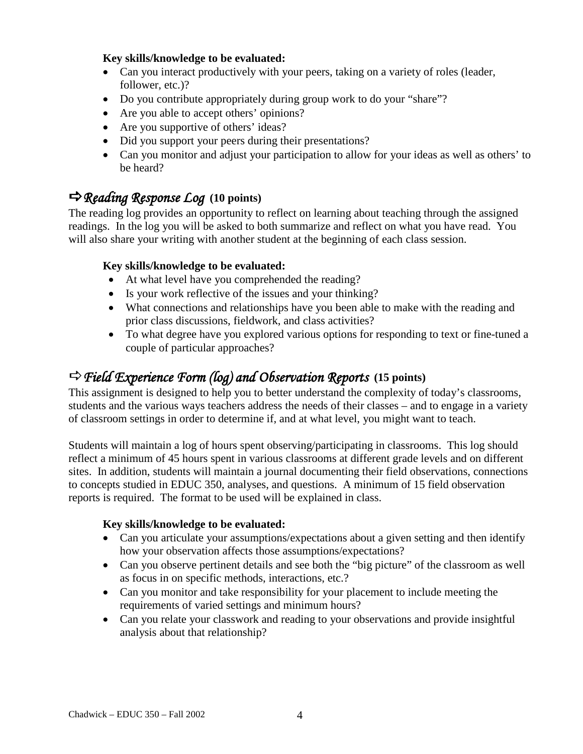**Key skills/knowledge to be evaluated:**

- Can you interact productively with your peers, taking on a variety of roles (leader, follower, etc.)?
- Do you contribute appropriately during group work to do your "share"?
- Are you able to accept others' opinions?
- Are you supportive of others' ideas?
- Did you support your peers during their presentations?
- Can you monitor and adjust your participation to allow for your ideas as well as others' to be heard?

## ⇨ *Reading Response Log* (10 points)

The reading log provides an opportunity to reflect on learning about teaching through the assigned readings. In the log you will be asked to both summarize and reflect on what you have read. You will also share your writing with another student at the beginning of each class session.

**Key skills/knowledge to be evaluated:**

- At what level have you comprehended the reading?
- Is your work reflective of the issues and your thinking?
- What connections and relationships have you been able to make with the reading and prior class discussions, fieldwork, and class activities?
- To what degree have you explored various options for responding to text or fine-tuned a couple of particular approaches?

## ⇨ *Field Experience Form (log) and Observation Reports* (15 points)

This assignment is designed to help you to better understand the complexity of today's classrooms, students and the various ways teachers address the needs of their classes – and to engage in a variety of classroom settings in order to determine if, and at what level, you might want to teach.

Students will maintain a log of hours spent observing/participating in classrooms. This log should reflect a minimum of 45 hours spent in various classrooms at different grade levels and on different sites. In addition, students will maintain a journal documenting their field observations, connections to concepts studied in EDUC 350, analyses, and questions. A minimum of 15 field observation reports is required. The format to be used will be explained in class.

**Key skills/knowledge to be evaluated:**

- Can you articulate your assumptions/expectations about a given setting and then identify how your observation affects those assumptions/expectations?
- Can you observe pertinent details and see both the "big picture" of the classroom as well as focus in on specific methods, interactions, etc.?
- Can you monitor and take responsibility for your placement to include meeting the requirements of varied settings and minimum hours?
- Can you relate your classwork and reading to your observations and provide insightful analysis about that relationship?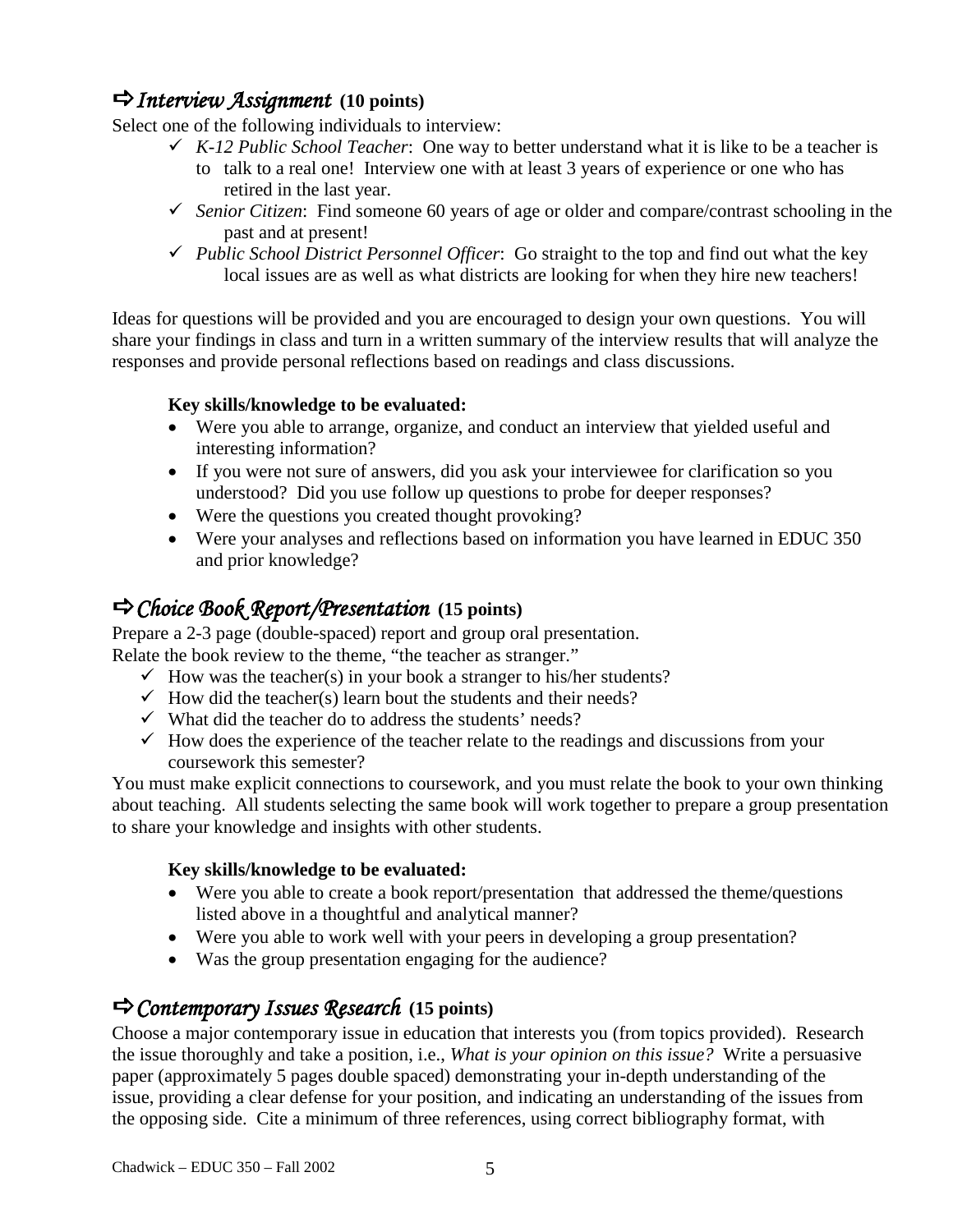## ⇨ *Interview Assignment* **(10 points)**

Select one of the following individuals to interview:

- ✓ *K-12 Public School Teacher*: One way to better understand what it is like to be a teacher is to talk to a real one! Interview one with at least 3 years of experience or one who has retired in the last year.
- ✓ *Senior Citizen*: Find someone 60 years of age or older and compare/contrast schooling in the past and at present!
- ✓ *Public School District Personnel Officer*: Go straight to the top and find out what the key local issues are as well as what districts are looking for when they hire new teachers!

Ideas for questions will be provided and you are encouraged to design your own questions. You will share your findings in class and turn in a written summary of the interview results that will analyze the responses and provide personal reflections based on readings and class discussions.

**Key skills/knowledge to be evaluated:**

- Were you able to arrange, organize, and conduct an interview that yielded useful and interesting information?
- If you were not sure of answers, did you ask your interviewee for clarification so you understood? Did you use follow up questions to probe for deeper responses?
- Were the questions you created thought provoking?
- Were your analyses and reflections based on information you have learned in EDUC 350 and prior knowledge?

## ⇨ *Choice Book Report/Presentation* **(15 points)**

Prepare a 2-3 page (double-spaced) report and group oral presentation.
Relate the book review to the theme, "the teacher as stranger."

- ✓ How was the teacher(s) in your book a stranger to his/her students?
- ✓ How did the teacher(s) learn bout the students and their needs?
- ✓ What did the teacher do to address the students' needs?
- ✓ How does the experience of the teacher relate to the readings and discussions from your coursework this semester?

You must make explicit connections to coursework, and you must relate the book to your own thinking about teaching. All students selecting the same book will work together to prepare a group presentation to share your knowledge and insights with other students.

**Key skills/knowledge to be evaluated:**

- Were you able to create a book report/presentation that addressed the theme/questions listed above in a thoughtful and analytical manner?
- Were you able to work well with your peers in developing a group presentation?
- Was the group presentation engaging for the audience?

## ⇨ *Contemporary Issues Research* **(15 points)**

Choose a major contemporary issue in education that interests you (from topics provided). Research the issue thoroughly and take a position, i.e., *What is your opinion on this issue?* Write a persuasive paper (approximately 5 pages double spaced) demonstrating your in-depth understanding of the issue, providing a clear defense for your position, and indicating an understanding of the issues from the opposing side. Cite a minimum of three references, using correct bibliography format, with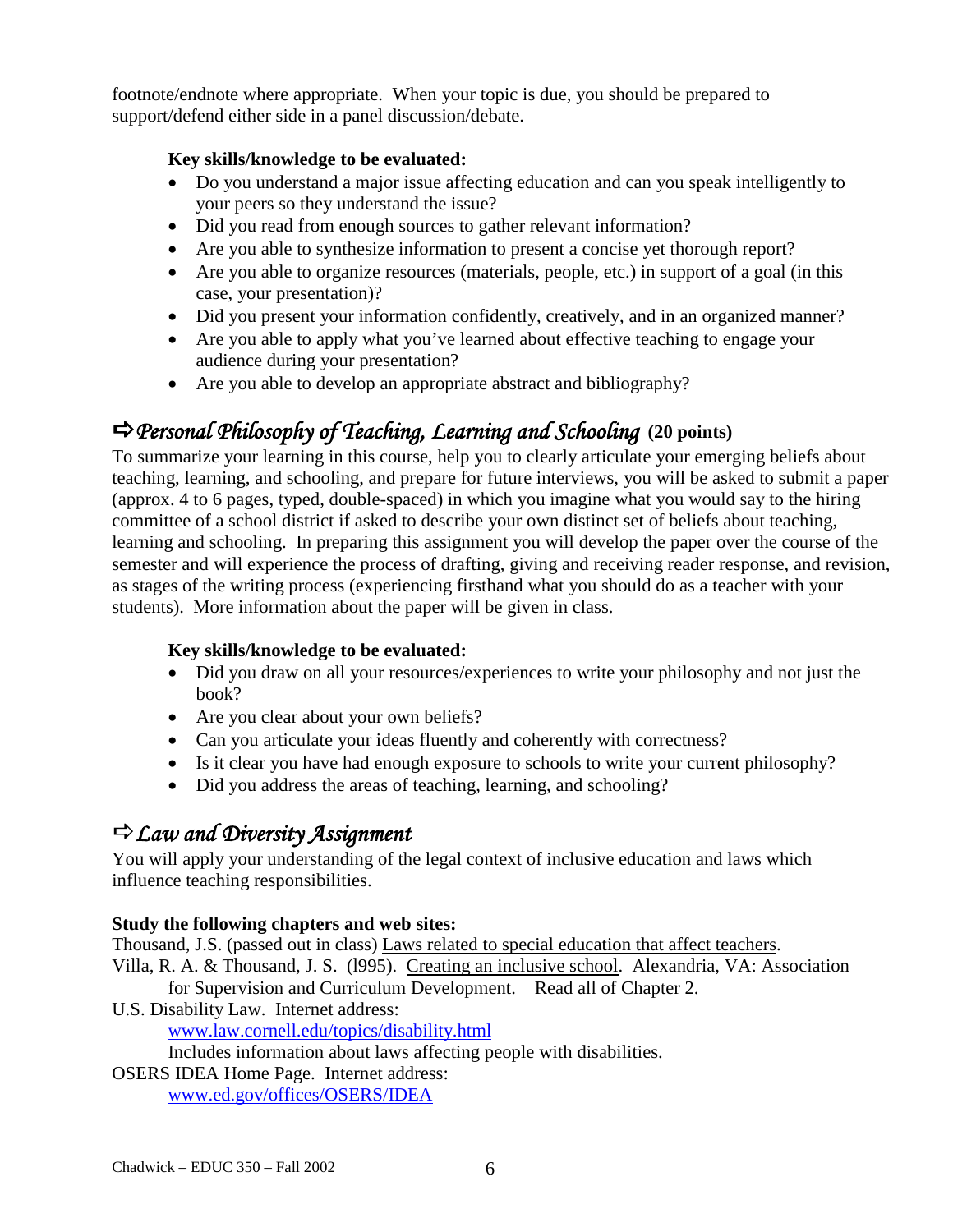footnote/endnote where appropriate. When your topic is due, you should be prepared to support/defend either side in a panel discussion/debate.

**Key skills/knowledge to be evaluated:**

- Do you understand a major issue affecting education and can you speak intelligently to your peers so they understand the issue?
- Did you read from enough sources to gather relevant information?
- Are you able to synthesize information to present a concise yet thorough report?
- Are you able to organize resources (materials, people, etc.) in support of a goal (in this case, your presentation)?
- Did you present your information confidently, creatively, and in an organized manner?
- Are you able to apply what you've learned about effective teaching to engage your audience during your presentation?
- Are you able to develop an appropriate abstract and bibliography?

## ⇨ *Personal Philosophy of Teaching, Learning and Schooling* **(20 points)**

To summarize your learning in this course, help you to clearly articulate your emerging beliefs about teaching, learning, and schooling, and prepare for future interviews, you will be asked to submit a paper (approx. 4 to 6 pages, typed, double-spaced) in which you imagine what you would say to the hiring committee of a school district if asked to describe your own distinct set of beliefs about teaching, learning and schooling. In preparing this assignment you will develop the paper over the course of the semester and will experience the process of drafting, giving and receiving reader response, and revision, as stages of the writing process (experiencing firsthand what you should do as a teacher with your students). More information about the paper will be given in class.

**Key skills/knowledge to be evaluated:**

- Did you draw on all your resources/experiences to write your philosophy and not just the book?
- Are you clear about your own beliefs?
- Can you articulate your ideas fluently and coherently with correctness?
- Is it clear you have had enough exposure to schools to write your current philosophy?
- Did you address the areas of teaching, learning, and schooling?

## ⇨ *Law and Diversity Assignment*

You will apply your understanding of the legal context of inclusive education and laws which influence teaching responsibilities.

**Study the following chapters and web sites:**

Thousand, J.S. (passed out in class) Laws related to special education that affect teachers.

Villa, R. A. & Thousand, J. S. (l995). Creating an inclusive school. Alexandria, VA: Association for Supervision and Curriculum Development. Read all of Chapter 2.

U.S. Disability Law. Internet address:
www.law.cornell.edu/topics/disability.html
Includes information about laws affecting people with disabilities.

OSERS IDEA Home Page. Internet address:
www.ed.gov/offices/OSERS/IDEA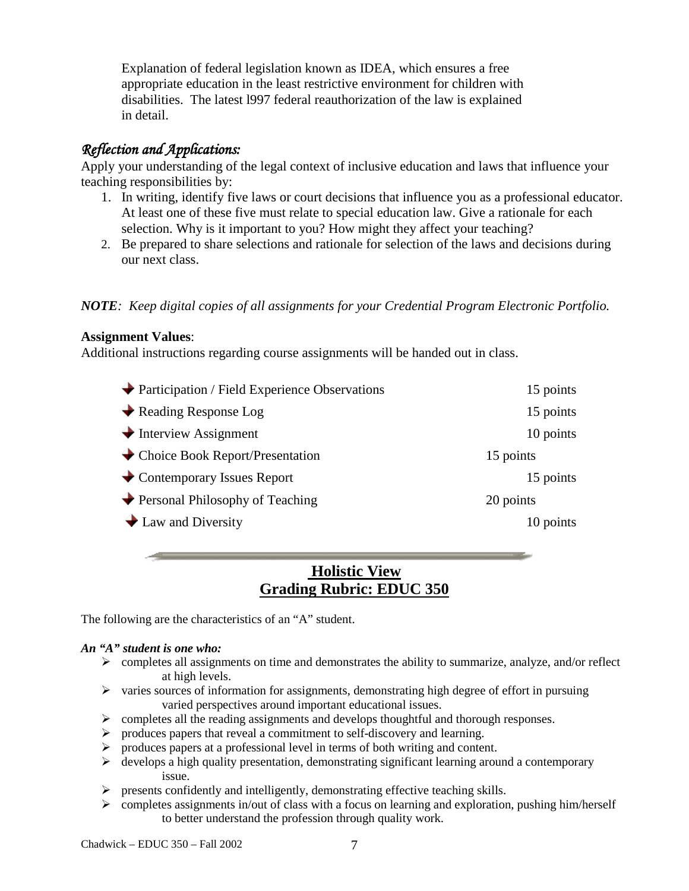Explanation of federal legislation known as IDEA, which ensures a free appropriate education in the least restrictive environment for children with disabilities. The latest l997 federal reauthorization of the law is explained in detail.

### *Reflection and Applications:*

Apply your understanding of the legal context of inclusive education and laws that influence your teaching responsibilities by:

1. In writing, identify five laws or court decisions that influence you as a professional educator. At least one of these five must relate to special education law. Give a rationale for each selection. Why is it important to you? How might they affect your teaching?
2. Be prepared to share selections and rationale for selection of the laws and decisions during our next class.

***NOTE**: Keep digital copies of all assignments for your Credential Program Electronic Portfolio.*

**Assignment Values**:

Additional instructions regarding course assignments will be handed out in class.

| Assignment | Points |
|---|---|
| Participation / Field Experience Observations | 15 points |
| Reading Response Log | 15 points |
| Interview Assignment | 10 points |
| Choice Book Report/Presentation | 15 points |
| Contemporary Issues Report | 15 points |
| Personal Philosophy of Teaching | 20 points |
| Law and Diversity | 10 points |

## Holistic View
## Grading Rubric: EDUC 350

The following are the characteristics of an "A" student.

***An "A" student is one who:***

- completes all assignments on time and demonstrates the ability to summarize, analyze, and/or reflect at high levels.
- varies sources of information for assignments, demonstrating high degree of effort in pursuing varied perspectives around important educational issues.
- completes all the reading assignments and develops thoughtful and thorough responses.
- produces papers that reveal a commitment to self-discovery and learning.
- produces papers at a professional level in terms of both writing and content.
- develops a high quality presentation, demonstrating significant learning around a contemporary issue.
- presents confidently and intelligently, demonstrating effective teaching skills.
- completes assignments in/out of class with a focus on learning and exploration, pushing him/herself to better understand the profession through quality work.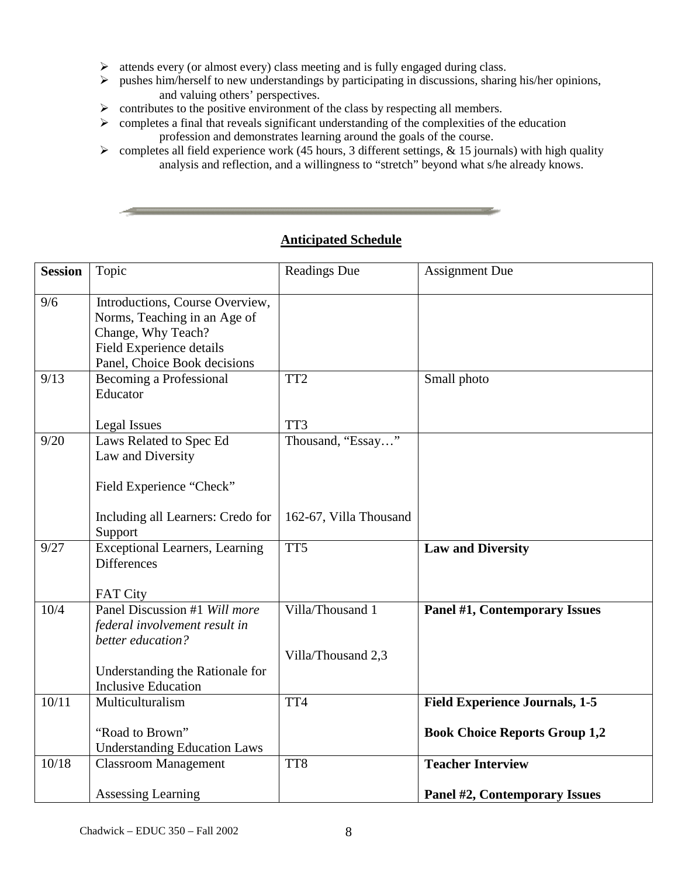- attends every (or almost every) class meeting and is fully engaged during class.
- pushes him/herself to new understandings by participating in discussions, sharing his/her opinions, and valuing others' perspectives.
- contributes to the positive environment of the class by respecting all members.
- completes a final that reveals significant understanding of the complexities of the education profession and demonstrates learning around the goals of the course.
- completes all field experience work (45 hours, 3 different settings, & 15 journals) with high quality analysis and reflection, and a willingness to "stretch" beyond what s/he already knows.

## Anticipated Schedule

| **Session** | Topic | Readings Due | Assignment Due |
|---|---|---|---|
| 9/6 | Introductions, Course Overview, Norms, Teaching in an Age of Change, Why Teach? Field Experience details Panel, Choice Book decisions | | |
| 9/13 | Becoming a Professional Educator<br><br>Legal Issues | TT2<br><br>TT3 | Small photo |
| 9/20 | Laws Related to Spec Ed Law and Diversity<br><br>Field Experience "Check"<br><br>Including all Learners: Credo for Support | Thousand, "Essay…"<br><br><br><br>162-67, Villa Thousand | |
| 9/27 | Exceptional Learners, Learning Differences<br><br>FAT City | TT5 | **Law and Diversity** |
| 10/4 | Panel Discussion #1 *Will more federal involvement result in better education?*<br><br>Understanding the Rationale for Inclusive Education | Villa/Thousand 1<br><br>Villa/Thousand 2,3 | **Panel #1, Contemporary Issues** |
| 10/11 | Multiculturalism<br><br>"Road to Brown" Understanding Education Laws | TT4 | **Field Experience Journals, 1-5**<br><br>**Book Choice Reports Group 1,2** |
| 10/18 | Classroom Management<br><br>Assessing Learning | TT8 | **Teacher Interview**<br><br>**Panel #2, Contemporary Issues** |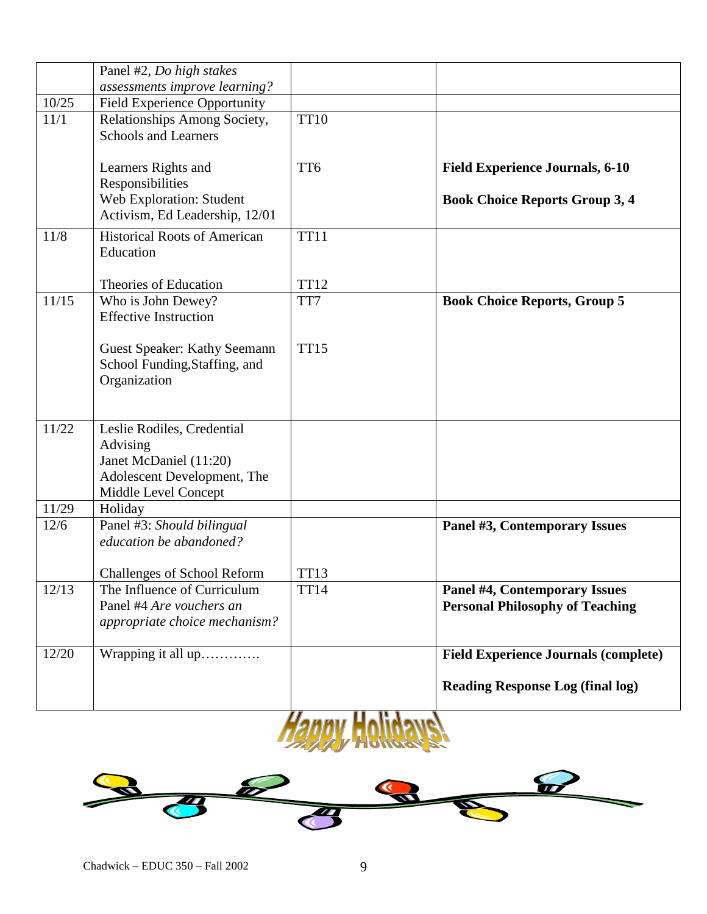| | | | |
|---|---|---|---|
| | Panel #2, *Do high stakes assessments improve learning?* | | |
| 10/25 | Field Experience Opportunity | | |
| 11/1 | Relationships Among Society, Schools and Learners<br><br>Learners Rights and Responsibilities<br>Web Exploration: Student Activism, Ed Leadership, 12/01 | TT10<br><br>TT6 | **Field Experience Journals, 6-10**<br><br>**Book Choice Reports Group 3, 4** |
| 11/8 | Historical Roots of American Education<br><br>Theories of Education | TT11<br><br>TT12 | |
| 11/15 | Who is John Dewey?<br>Effective Instruction<br><br>Guest Speaker: Kathy Seemann<br>School Funding,Staffing, and Organization | TT7<br><br>TT15 | **Book Choice Reports, Group 5** |
| 11/22 | Leslie Rodiles, Credential Advising<br>Janet McDaniel (11:20)<br>Adolescent Development, The Middle Level Concept | | |
| 11/29 | Holiday | | |
| 12/6 | Panel #3: *Should bilingual education be abandoned?*<br><br>Challenges of School Reform | <br><br>TT13 | **Panel #3, Contemporary Issues** |
| 12/13 | The Influence of Curriculum<br>Panel #4 *Are vouchers an appropriate choice mechanism?* | TT14 | **Panel #4, Contemporary Issues**<br>**Personal Philosophy of Teaching** |
| 12/20 | Wrapping it all up…………. | | **Field Experience Journals (complete)**<br><br>**Reading Response Log (final log)** |

Happy Holidays!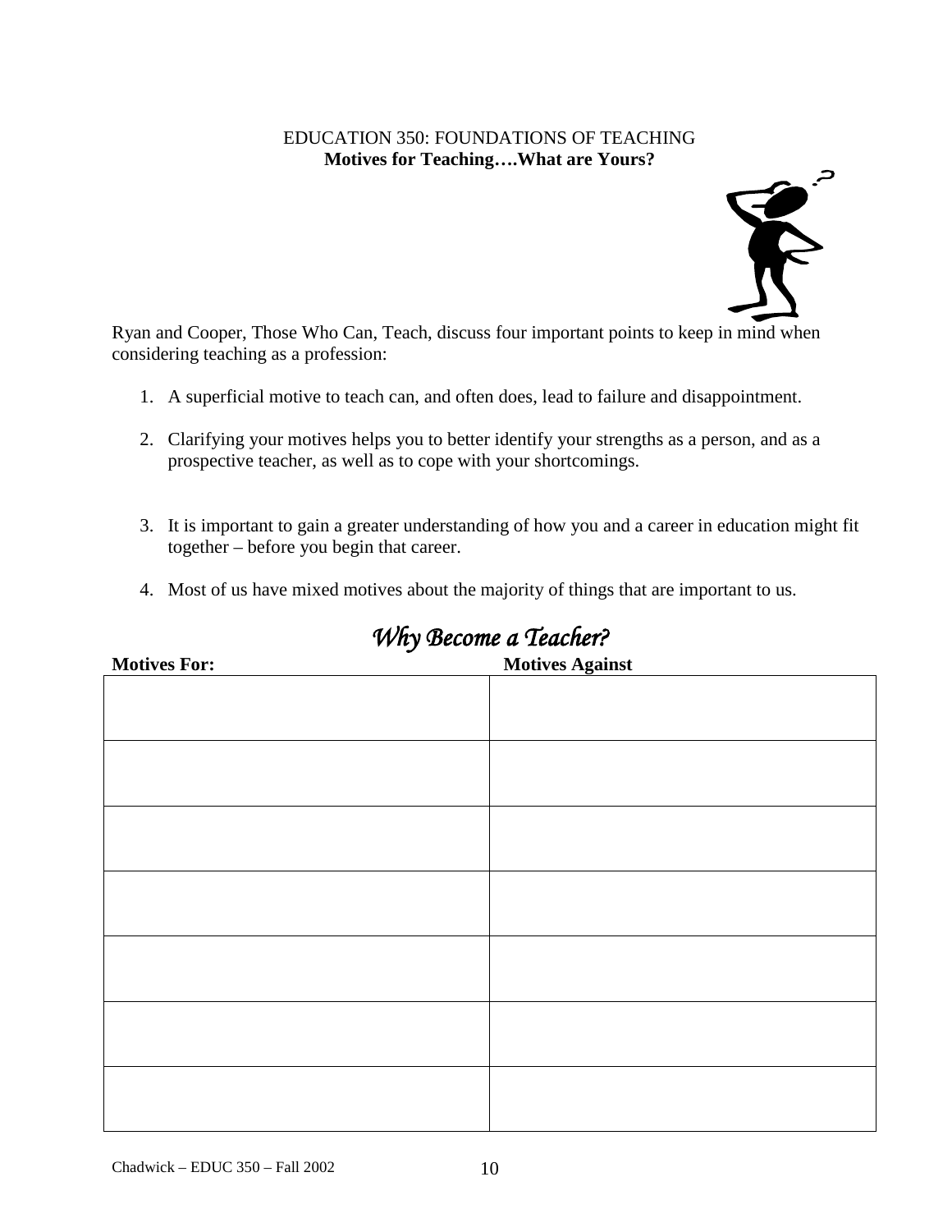EDUCATION 350: FOUNDATIONS OF TEACHING

**Motives for Teaching….What are Yours?**

Ryan and Cooper, Those Who Can, Teach, discuss four important points to keep in mind when considering teaching as a profession:

1. A superficial motive to teach can, and often does, lead to failure and disappointment.
2. Clarifying your motives helps you to better identify your strengths as a person, and as a prospective teacher, as well as to cope with your shortcomings.
3. It is important to gain a greater understanding of how you and a career in education might fit together – before you begin that career.
4. Most of us have mixed motives about the majority of things that are important to us.

## *Why Become a Teacher?*

| Motives For: | Motives Against |
|---|---|
| | |
| | |
| | |
| | |
| | |
| | |
| | |